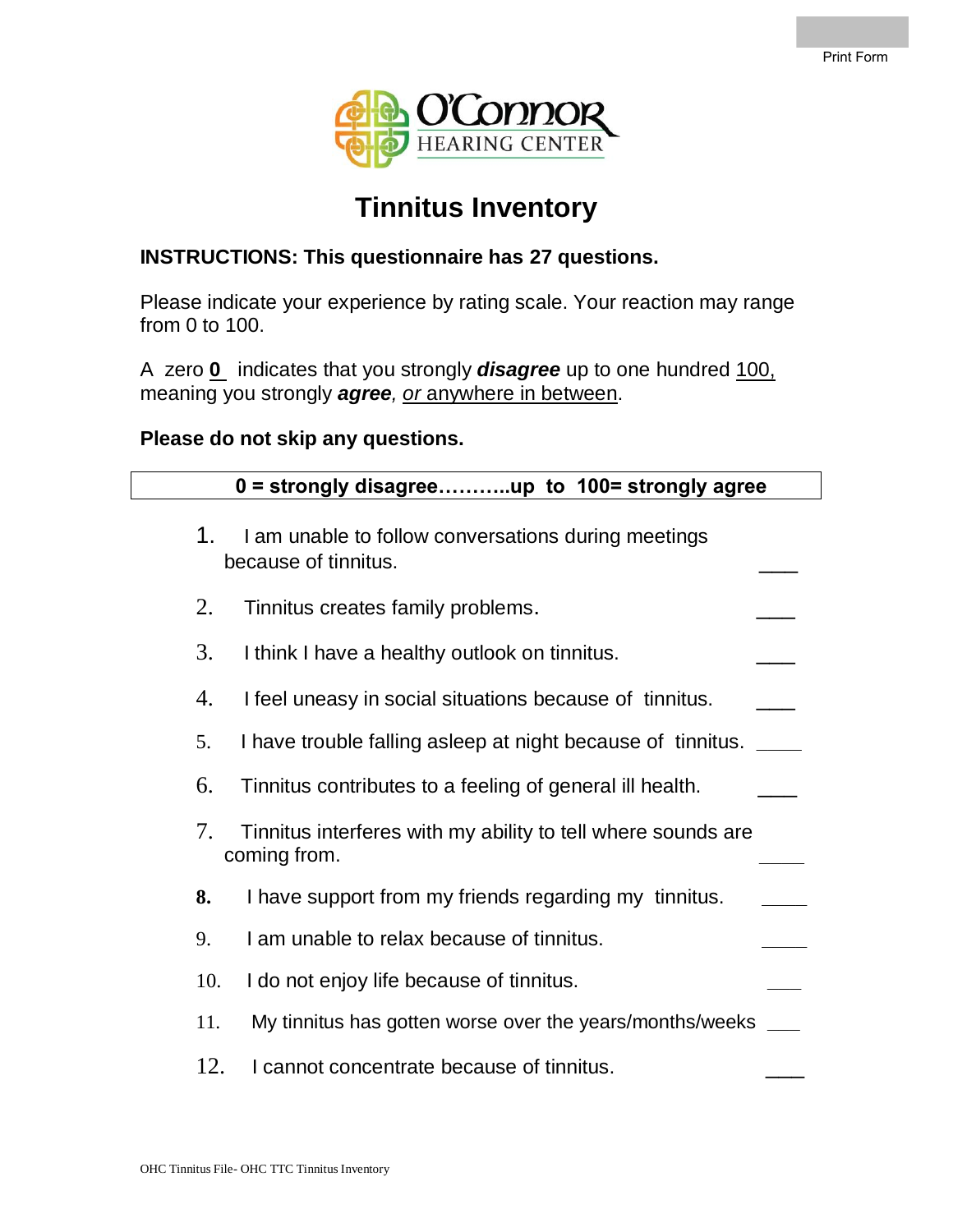Print Form

O'Connor HEARING CENTER

# Tinnitus Inventory

**INSTRUCTIONS: This questionnaire has 27 questions.**

Please indicate your experience by rating scale. Your reaction may range from 0 to 100.

A zero **0** indicates that you strongly ***disagree*** up to one hundred 100, meaning you strongly ***agree***, *or* anywhere in between.

**Please do not skip any questions.**

**0 = strongly disagree………..up to 100= strongly agree**

1. I am unable to follow conversations during meetings because of tinnitus. ___
2. Tinnitus creates family problems. ___
3. I think I have a healthy outlook on tinnitus. ___
4. I feel uneasy in social situations because of tinnitus. ___
5. I have trouble falling asleep at night because of tinnitus. ___
6. Tinnitus contributes to a feeling of general ill health. ___
7. Tinnitus interferes with my ability to tell where sounds are coming from. ___
8. I have support from my friends regarding my tinnitus. ___
9. I am unable to relax because of tinnitus. ___
10. I do not enjoy life because of tinnitus. ___
11. My tinnitus has gotten worse over the years/months/weeks ___
12. I cannot concentrate because of tinnitus. ___

OHC Tinnitus File- OHC TTC Tinnitus Inventory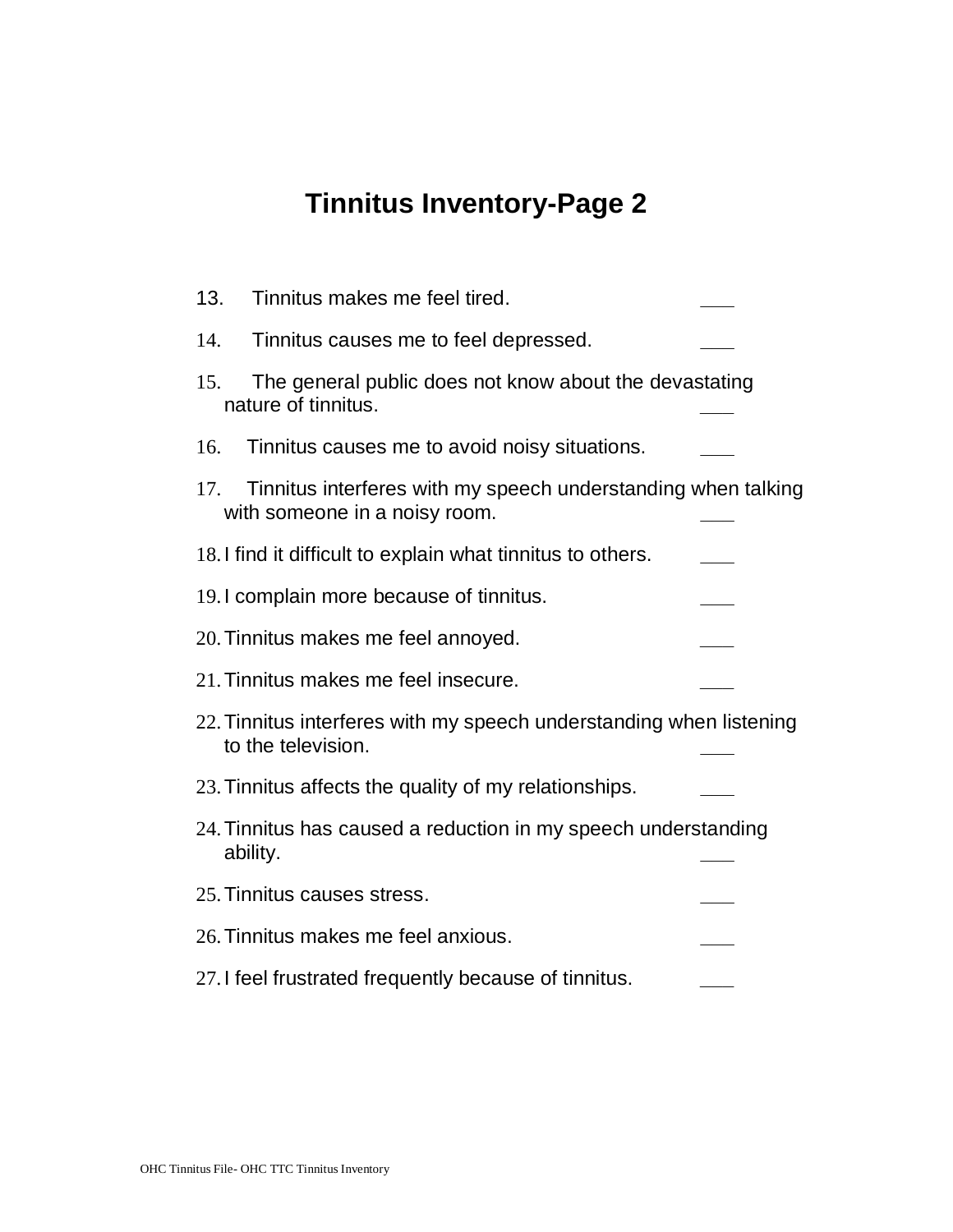# Tinnitus Inventory-Page 2

13. Tinnitus makes me feel tired. ___
14. Tinnitus causes me to feel depressed. ___
15. The general public does not know about the devastating nature of tinnitus. ___
16. Tinnitus causes me to avoid noisy situations. ___
17. Tinnitus interferes with my speech understanding when talking with someone in a noisy room. ___
18. I find it difficult to explain what tinnitus to others. ___
19. I complain more because of tinnitus. ___
20. Tinnitus makes me feel annoyed. ___
21. Tinnitus makes me feel insecure. ___
22. Tinnitus interferes with my speech understanding when listening to the television. ___
23. Tinnitus affects the quality of my relationships. ___
24. Tinnitus has caused a reduction in my speech understanding ability. ___
25. Tinnitus causes stress. ___
26. Tinnitus makes me feel anxious. ___
27. I feel frustrated frequently because of tinnitus. ___

OHC Tinnitus File- OHC TTC Tinnitus Inventory